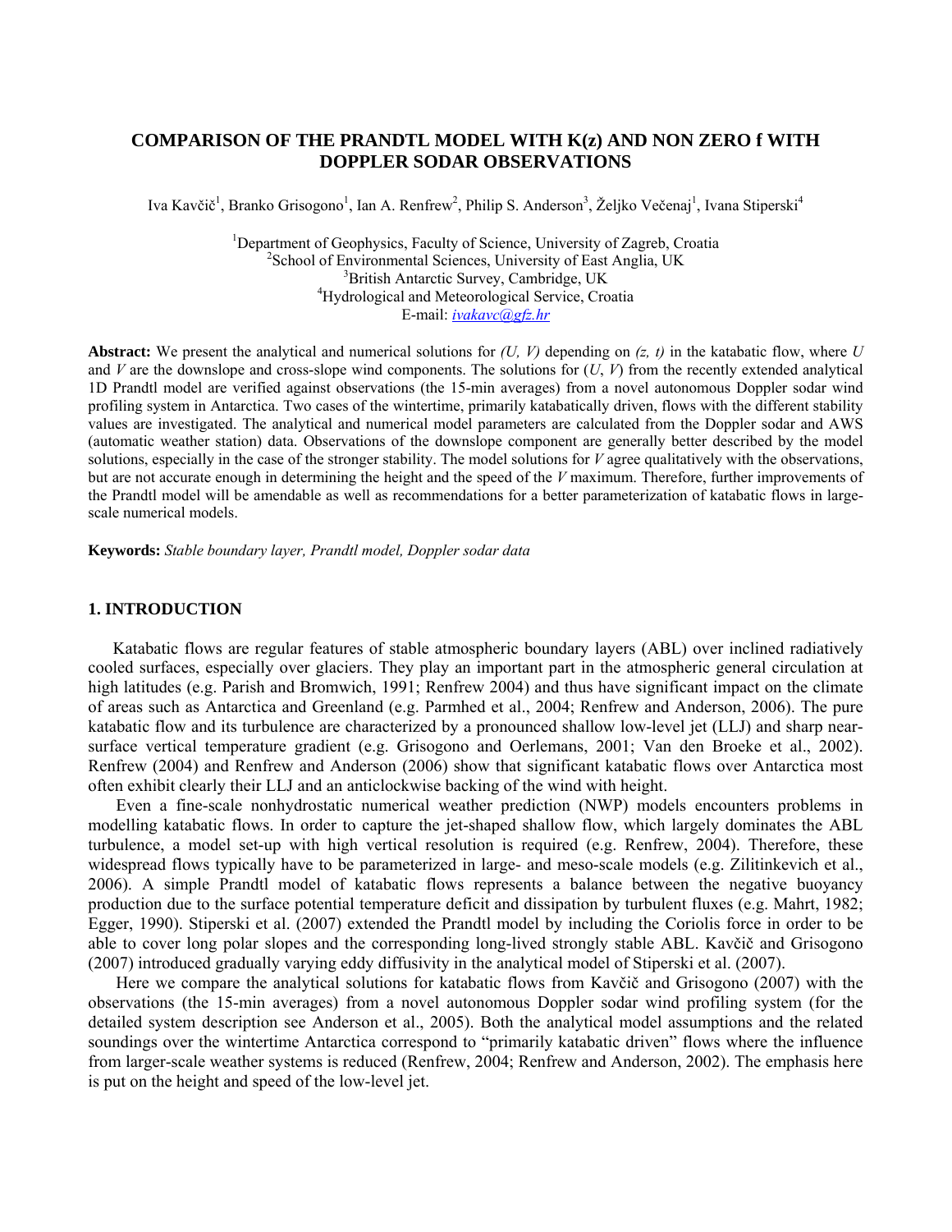# COMPARISON OF THE PRANDTL MODEL WITH K(z) AND NON ZERO f WITH DOPPLER SODAR OBSERVATIONS

Iva Kavčič[1], Branko Grisogono[1], Ian A. Renfrew[2], Philip S. Anderson[3], Željko Večenaj[1], Ivana Stiperski[4]

[1]Department of Geophysics, Faculty of Science, University of Zagreb, Croatia
[2]School of Environmental Sciences, University of East Anglia, UK
[3]British Antarctic Survey, Cambridge, UK
[4]Hydrological and Meteorological Service, Croatia
E-mail: *ivakavc@gfz.hr*

**Abstract:** We present the analytical and numerical solutions for *(U, V)* depending on *(z, t)* in the katabatic flow, where *U* and *V* are the downslope and cross-slope wind components. The solutions for (*U*, *V*) from the recently extended analytical 1D Prandtl model are verified against observations (the 15-min averages) from a novel autonomous Doppler sodar wind profiling system in Antarctica. Two cases of the wintertime, primarily katabatically driven, flows with the different stability values are investigated. The analytical and numerical model parameters are calculated from the Doppler sodar and AWS (automatic weather station) data. Observations of the downslope component are generally better described by the model solutions, especially in the case of the stronger stability. The model solutions for *V* agree qualitatively with the observations, but are not accurate enough in determining the height and the speed of the *V* maximum. Therefore, further improvements of the Prandtl model will be amendable as well as recommendations for a better parameterization of katabatic flows in large-scale numerical models.

**Keywords:** *Stable boundary layer, Prandtl model, Doppler sodar data*

## 1. INTRODUCTION

Katabatic flows are regular features of stable atmospheric boundary layers (ABL) over inclined radiatively cooled surfaces, especially over glaciers. They play an important part in the atmospheric general circulation at high latitudes (e.g. Parish and Bromwich, 1991; Renfrew 2004) and thus have significant impact on the climate of areas such as Antarctica and Greenland (e.g. Parmhed et al., 2004; Renfrew and Anderson, 2006). The pure katabatic flow and its turbulence are characterized by a pronounced shallow low-level jet (LLJ) and sharp near-surface vertical temperature gradient (e.g. Grisogono and Oerlemans, 2001; Van den Broeke et al., 2002). Renfrew (2004) and Renfrew and Anderson (2006) show that significant katabatic flows over Antarctica most often exhibit clearly their LLJ and an anticlockwise backing of the wind with height.

Even a fine-scale nonhydrostatic numerical weather prediction (NWP) models encounters problems in modelling katabatic flows. In order to capture the jet-shaped shallow flow, which largely dominates the ABL turbulence, a model set-up with high vertical resolution is required (e.g. Renfrew, 2004). Therefore, these widespread flows typically have to be parameterized in large- and meso-scale models (e.g. Zilitinkevich et al., 2006). A simple Prandtl model of katabatic flows represents a balance between the negative buoyancy production due to the surface potential temperature deficit and dissipation by turbulent fluxes (e.g. Mahrt, 1982; Egger, 1990). Stiperski et al. (2007) extended the Prandtl model by including the Coriolis force in order to be able to cover long polar slopes and the corresponding long-lived strongly stable ABL. Kavčič and Grisogono (2007) introduced gradually varying eddy diffusivity in the analytical model of Stiperski et al. (2007).

Here we compare the analytical solutions for katabatic flows from Kavčič and Grisogono (2007) with the observations (the 15-min averages) from a novel autonomous Doppler sodar wind profiling system (for the detailed system description see Anderson et al., 2005). Both the analytical model assumptions and the related soundings over the wintertime Antarctica correspond to "primarily katabatic driven" flows where the influence from larger-scale weather systems is reduced (Renfrew, 2004; Renfrew and Anderson, 2002). The emphasis here is put on the height and speed of the low-level jet.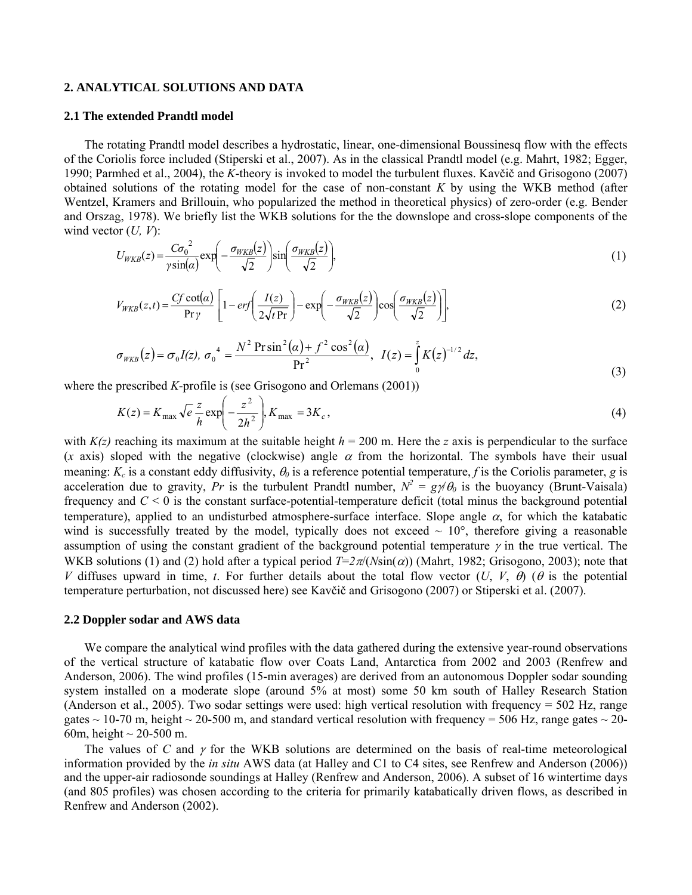## 2. ANALYTICAL SOLUTIONS AND DATA

### 2.1 The extended Prandtl model

The rotating Prandtl model describes a hydrostatic, linear, one-dimensional Boussinesq flow with the effects of the Coriolis force included (Stiperski et al., 2007). As in the classical Prandtl model (e.g. Mahrt, 1982; Egger, 1990; Parmhed et al., 2004), the *K*-theory is invoked to model the turbulent fluxes. Kavčič and Grisogono (2007) obtained solutions of the rotating model for the case of non-constant *K* by using the WKB method (after Wentzel, Kramers and Brillouin, who popularized the method in theoretical physics) of zero-order (e.g. Bender and Orszag, 1978). We briefly list the WKB solutions for the the downslope and cross-slope components of the wind vector ($U$, $V$):

$$U_{WKB}(z) = \frac{C\sigma_0^{\;2}}{\gamma \sin(\alpha)} \exp\left(-\frac{\sigma_{WKB}(z)}{\sqrt{2}}\right) \sin\left(\frac{\sigma_{WKB}(z)}{\sqrt{2}}\right), \tag{1}$$

$$V_{WKB}(z,t) = \frac{Cf\cot(\alpha)}{\Pr\gamma}\left[1 - erf\left(\frac{I(z)}{2\sqrt{t\Pr}}\right) - \exp\left(-\frac{\sigma_{WKB}(z)}{\sqrt{2}}\right)\cos\left(\frac{\sigma_{WKB}(z)}{\sqrt{2}}\right)\right], \tag{2}$$

$$\sigma_{WKB}(z) = \sigma_0 I(z),\; \sigma_0^{\;4} = \frac{N^2 \Pr \sin^2(\alpha) + f^2\cos^2(\alpha)}{\Pr^2},\;\; I(z) = \int_0^z K(z)^{-1/2}dz, \tag{3}$$

where the prescribed *K*-profile is (see Grisogono and Orlemans (2001))

$$K(z) = K_{\max}\sqrt{e}\,\frac{z}{h}\exp\left(-\frac{z^2}{2h^2}\right), K_{\max} = 3K_c, \tag{4}$$

with $K(z)$ reaching its maximum at the suitable height $h$ = 200 m. Here the $z$ axis is perpendicular to the surface ($x$ axis) sloped with the negative (clockwise) angle $\alpha$ from the horizontal. The symbols have their usual meaning: $K_c$ is a constant eddy diffusivity, $\theta_0$ is a reference potential temperature, $f$ is the Coriolis parameter, $g$ is acceleration due to gravity, $Pr$ is the turbulent Prandtl number, $N^2 = g\gamma/\theta_0$ is the buoyancy (Brunt-Vaisala) frequency and $C < 0$ is the constant surface-potential-temperature deficit (total minus the background potential temperature), applied to an undisturbed atmosphere-surface interface. Slope angle $\alpha$, for which the katabatic wind is successfully treated by the model, typically does not exceed ~ 10°, therefore giving a reasonable assumption of using the constant gradient of the background potential temperature $\gamma$ in the true vertical. The WKB solutions (1) and (2) hold after a typical period $T=2\pi/(N\sin(\alpha))$ (Mahrt, 1982; Grisogono, 2003); note that $V$ diffuses upward in time, $t$. For further details about the total flow vector ($U$, $V$, $\theta$) ($\theta$ is the potential temperature perturbation, not discussed here) see Kavčič and Grisogono (2007) or Stiperski et al. (2007).

### 2.2 Doppler sodar and AWS data

We compare the analytical wind profiles with the data gathered during the extensive year-round observations of the vertical structure of katabatic flow over Coats Land, Antarctica from 2002 and 2003 (Renfrew and Anderson, 2006). The wind profiles (15-min averages) are derived from an autonomous Doppler sodar sounding system installed on a moderate slope (around 5% at most) some 50 km south of Halley Research Station (Anderson et al., 2005). Two sodar settings were used: high vertical resolution with frequency = 502 Hz, range gates ~ 10-70 m, height ~ 20-500 m, and standard vertical resolution with frequency = 506 Hz, range gates ~ 20-60m, height ~ 20-500 m.

The values of $C$ and $\gamma$ for the WKB solutions are determined on the basis of real-time meteorological information provided by the *in situ* AWS data (at Halley and C1 to C4 sites, see Renfrew and Anderson (2006)) and the upper-air radiosonde soundings at Halley (Renfrew and Anderson, 2006). A subset of 16 wintertime days (and 805 profiles) was chosen according to the criteria for primarily katabatically driven flows, as described in Renfrew and Anderson (2002).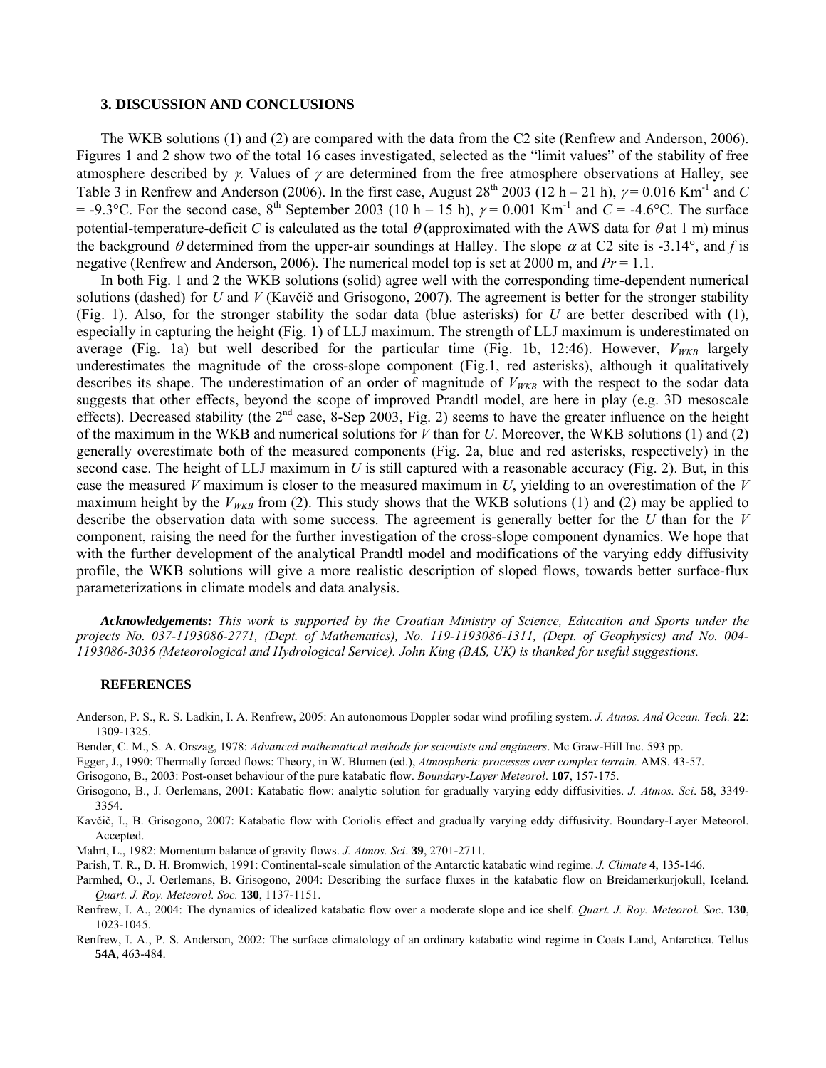## 3. DISCUSSION AND CONCLUSIONS

The WKB solutions (1) and (2) are compared with the data from the C2 site (Renfrew and Anderson, 2006). Figures 1 and 2 show two of the total 16 cases investigated, selected as the "limit values" of the stability of free atmosphere described by $\gamma$. Values of $\gamma$ are determined from the free atmosphere observations at Halley, see Table 3 in Renfrew and Anderson (2006). In the first case, August 28th 2003 (12 h – 21 h), $\gamma = 0.016$ Km$^{-1}$ and $C = -9.3$°C. For the second case, 8th September 2003 (10 h – 15 h), $\gamma = 0.001$ Km$^{-1}$ and $C = -4.6$°C. The surface potential-temperature-deficit $C$ is calculated as the total $\theta$ (approximated with the AWS data for $\theta$ at 1 m) minus the background $\theta$ determined from the upper-air soundings at Halley. The slope $\alpha$ at C2 site is -3.14°, and $f$ is negative (Renfrew and Anderson, 2006). The numerical model top is set at 2000 m, and $Pr = 1.1$.

In both Fig. 1 and 2 the WKB solutions (solid) agree well with the corresponding time-dependent numerical solutions (dashed) for $U$ and $V$ (Kavčič and Grisogono, 2007). The agreement is better for the stronger stability (Fig. 1). Also, for the stronger stability the sodar data (blue asterisks) for $U$ are better described with (1), especially in capturing the height (Fig. 1) of LLJ maximum. The strength of LLJ maximum is underestimated on average (Fig. 1a) but well described for the particular time (Fig. 1b, 12:46). However, $V_{WKB}$ largely underestimates the magnitude of the cross-slope component (Fig.1, red asterisks), although it qualitatively describes its shape. The underestimation of an order of magnitude of $V_{WKB}$ with the respect to the sodar data suggests that other effects, beyond the scope of improved Prandtl model, are here in play (e.g. 3D mesoscale effects). Decreased stability (the 2nd case, 8-Sep 2003, Fig. 2) seems to have the greater influence on the height of the maximum in the WKB and numerical solutions for $V$ than for $U$. Moreover, the WKB solutions (1) and (2) generally overestimate both of the measured components (Fig. 2a, blue and red asterisks, respectively) in the second case. The height of LLJ maximum in $U$ is still captured with a reasonable accuracy (Fig. 2). But, in this case the measured $V$ maximum is closer to the measured maximum in $U$, yielding to an overestimation of the $V$ maximum height by the $V_{WKB}$ from (2). This study shows that the WKB solutions (1) and (2) may be applied to describe the observation data with some success. The agreement is generally better for the $U$ than for the $V$ component, raising the need for the further investigation of the cross-slope component dynamics. We hope that with the further development of the analytical Prandtl model and modifications of the varying eddy diffusivity profile, the WKB solutions will give a more realistic description of sloped flows, towards better surface-flux parameterizations in climate models and data analysis.

***Acknowledgements:*** *This work is supported by the Croatian Ministry of Science, Education and Sports under the projects No. 037-1193086-2771, (Dept. of Mathematics), No. 119-1193086-1311, (Dept. of Geophysics) and No. 004-1193086-3036 (Meteorological and Hydrological Service). John King (BAS, UK) is thanked for useful suggestions.*

## REFERENCES

Anderson, P. S., R. S. Ladkin, I. A. Renfrew, 2005: An autonomous Doppler sodar wind profiling system. *J. Atmos. And Ocean. Tech.* **22**: 1309-1325.

Bender, C. M., S. A. Orszag, 1978: *Advanced mathematical methods for scientists and engineers*. Mc Graw-Hill Inc. 593 pp.

Egger, J., 1990: Thermally forced flows: Theory, in W. Blumen (ed.), *Atmospheric processes over complex terrain.* AMS. 43-57.

Grisogono, B., 2003: Post-onset behaviour of the pure katabatic flow. *Boundary-Layer Meteorol*. **107**, 157-175.

Grisogono, B., J. Oerlemans, 2001: Katabatic flow: analytic solution for gradually varying eddy diffusivities. *J. Atmos. Sci*. **58**, 3349-3354.

Kavčič, I., B. Grisogono, 2007: Katabatic flow with Coriolis effect and gradually varying eddy diffusivity. Boundary-Layer Meteorol. Accepted.

Mahrt, L., 1982: Momentum balance of gravity flows. *J. Atmos. Sci*. **39**, 2701-2711.

Parish, T. R., D. H. Bromwich, 1991: Continental-scale simulation of the Antarctic katabatic wind regime. *J. Climate* **4**, 135-146.

Parmhed, O., J. Oerlemans, B. Grisogono, 2004: Describing the surface fluxes in the katabatic flow on Breidamerkurjokull, Iceland. *Quart. J. Roy. Meteorol. Soc.* **130**, 1137-1151.

Renfrew, I. A., 2004: The dynamics of idealized katabatic flow over a moderate slope and ice shelf. *Quart. J. Roy. Meteorol. Soc*. **130**, 1023-1045.

Renfrew, I. A., P. S. Anderson, 2002: The surface climatology of an ordinary katabatic wind regime in Coats Land, Antarctica. Tellus **54A**, 463-484.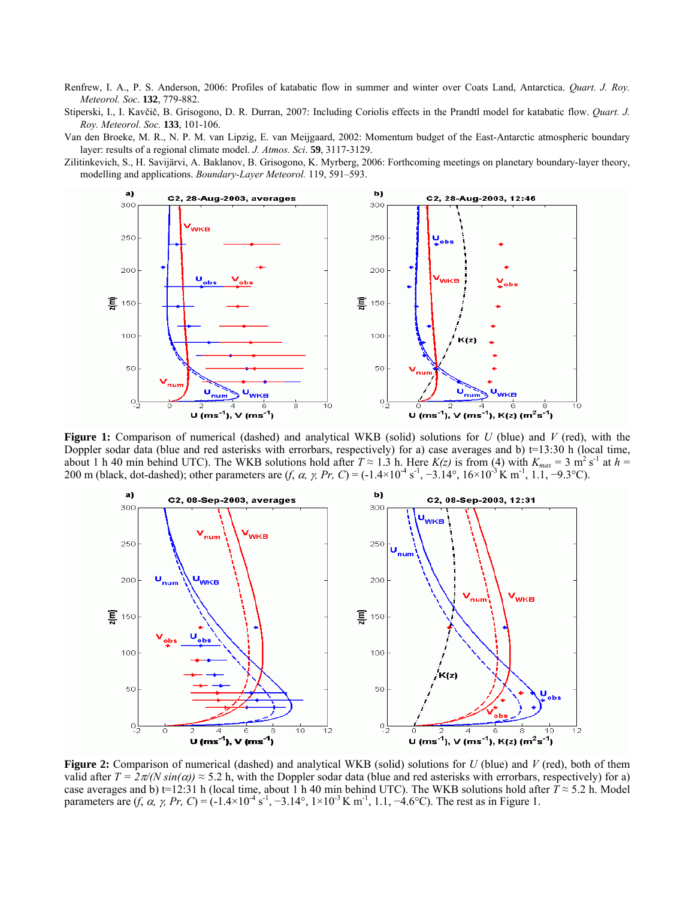Renfrew, I. A., P. S. Anderson, 2006: Profiles of katabatic flow in summer and winter over Coats Land, Antarctica. *Quart. J. Roy. Meteorol. Soc*. **132**, 779-882.

Stiperski, I., I. Kavčič, B. Grisogono, D. R. Durran, 2007: Including Coriolis effects in the Prandtl model for katabatic flow. *Quart. J. Roy. Meteorol. Soc.* **133**, 101-106.

Van den Broeke, M. R., N. P. M. van Lipzig, E. van Meijgaard, 2002: Momentum budget of the East-Antarctic atmospheric boundary layer: results of a regional climate model. *J. Atmos. Sci*. **59**, 3117-3129.

Zilitinkevich, S., H. Savijärvi, A. Baklanov, B. Grisogono, K. Myrberg, 2006: Forthcoming meetings on planetary boundary-layer theory, modelling and applications. *Boundary-Layer Meteorol.* 119, 591–593.

a) C2, 28-Aug-2003, averages

b) C2, 28-Aug-2003, 12:46

**Figure 1:** Comparison of numerical (dashed) and analytical WKB (solid) solutions for *U* (blue) and *V* (red), with the Doppler sodar data (blue and red asterisks with errorbars, respectively) for a) case averages and b) t=13:30 h (local time, about 1 h 40 min behind UTC). The WKB solutions hold after $T \approx 1.3$ h. Here $K(z)$ is from (4) with $K_{max}$ = 3 m$^2$ s$^{-1}$ at *h* = 200 m (black, dot-dashed); other parameters are ($f$, $\alpha$, $\gamma$, $Pr$, $C$) = ($-1.4\times10^{-4}$ s$^{-1}$, −3.14°, $16\times10^{-3}$ K m$^{-1}$, 1.1, −9.3°C).

a) C2, 08-Sep-2003, averages

b) C2, 08-Sep-2003, 12:31

**Figure 2:** Comparison of numerical (dashed) and analytical WKB (solid) solutions for *U* (blue) and *V* (red), both of them valid after $T = 2\pi/(N \sin(\alpha)) \approx 5.2$ h, with the Doppler sodar data (blue and red asterisks with errorbars, respectively) for a) case averages and b) t=12:31 h (local time, about 1 h 40 min behind UTC). The WKB solutions hold after $T \approx 5.2$ h. Model parameters are ($f$, $\alpha$, $\gamma$, $Pr$, $C$) = ($-1.4\times10^{-4}$ s$^{-1}$, −3.14°, $1\times10^{-3}$ K m$^{-1}$, 1.1, −4.6°C). The rest as in Figure 1.